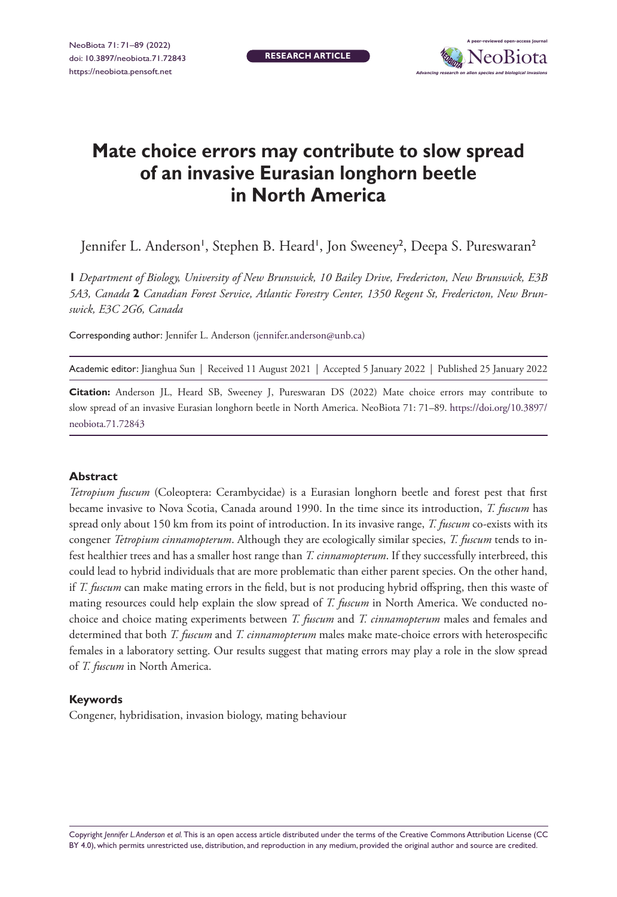RESEARCH ARTICLE

# Mate choice errors may contribute to slow spread of an invasive Eurasian longhorn beetle in North America

Jennifer L. Anderson[1], Stephen B. Heard[1], Jon Sweeney[2], Deepa S. Pureswaran[2]

**1** *Department of Biology, University of New Brunswick, 10 Bailey Drive, Fredericton, New Brunswick, E3B 5A3, Canada* **2** *Canadian Forest Service, Atlantic Forestry Center, 1350 Regent St, Fredericton, New Brunswick, E3C 2G6, Canada*

Corresponding author: Jennifer L. Anderson (jennifer.anderson@unb.ca)

Academic editor: Jianghua Sun | Received 11 August 2021 | Accepted 5 January 2022 | Published 25 January 2022

**Citation:** Anderson JL, Heard SB, Sweeney J, Pureswaran DS (2022) Mate choice errors may contribute to slow spread of an invasive Eurasian longhorn beetle in North America. NeoBiota 71: 71–89. https://doi.org/10.3897/neobiota.71.72843

## Abstract

*Tetropium fuscum* (Coleoptera: Cerambycidae) is a Eurasian longhorn beetle and forest pest that first became invasive to Nova Scotia, Canada around 1990. In the time since its introduction, *T. fuscum* has spread only about 150 km from its point of introduction. In its invasive range, *T. fuscum* co-exists with its congener *Tetropium cinnamopterum*. Although they are ecologically similar species, *T. fuscum* tends to infest healthier trees and has a smaller host range than *T. cinnamopterum*. If they successfully interbreed, this could lead to hybrid individuals that are more problematic than either parent species. On the other hand, if *T. fuscum* can make mating errors in the field, but is not producing hybrid offspring, then this waste of mating resources could help explain the slow spread of *T. fuscum* in North America. We conducted no-choice and choice mating experiments between *T. fuscum* and *T. cinnamopterum* males and females and determined that both *T. fuscum* and *T. cinnamopterum* males make mate-choice errors with heterospecific females in a laboratory setting. Our results suggest that mating errors may play a role in the slow spread of *T. fuscum* in North America.

## Keywords

Congener, hybridisation, invasion biology, mating behaviour

Copyright *Jennifer L. Anderson et al.* This is an open access article distributed under the terms of the Creative Commons Attribution License (CC BY 4.0), which permits unrestricted use, distribution, and reproduction in any medium, provided the original author and source are credited.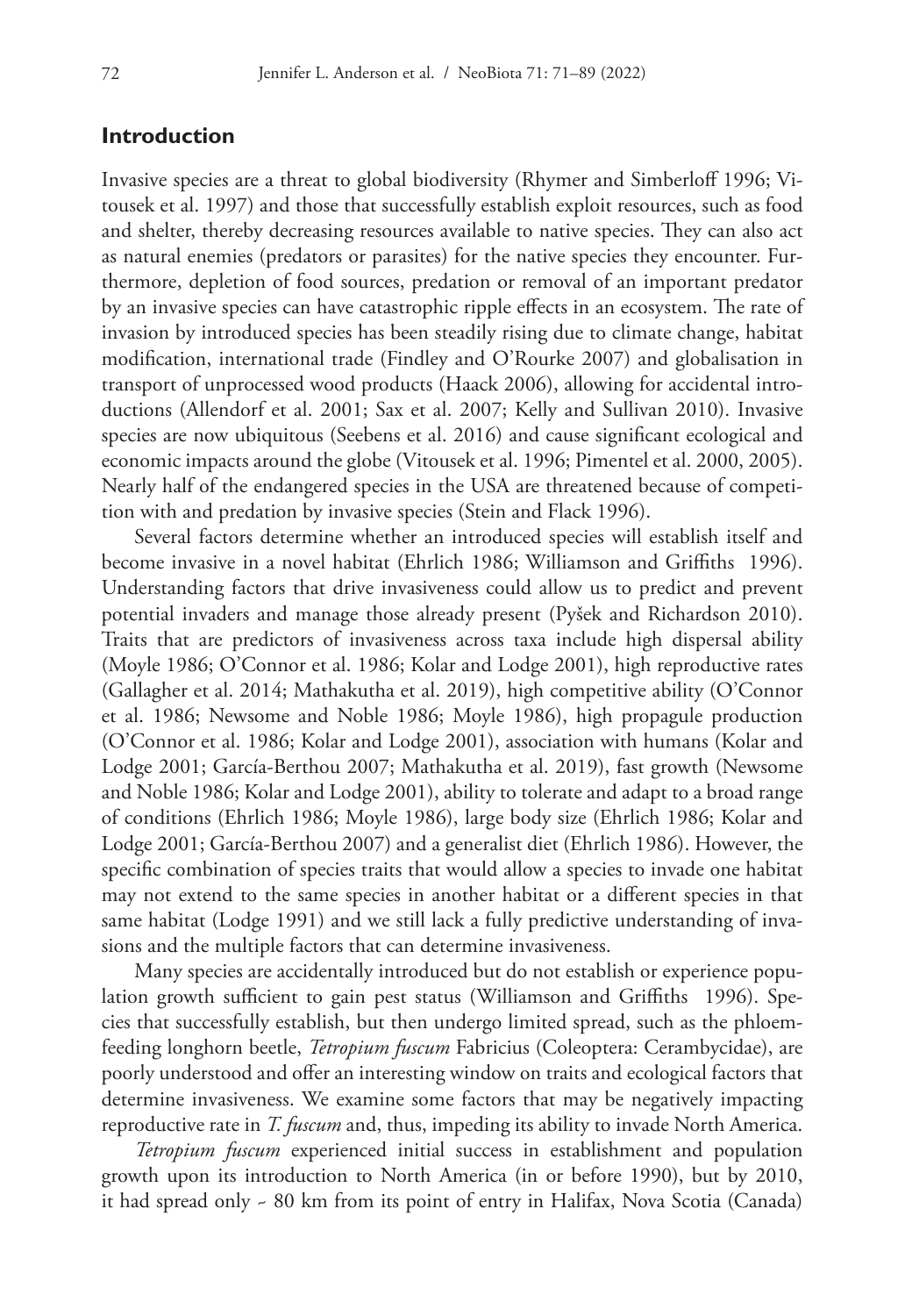## Introduction

Invasive species are a threat to global biodiversity (Rhymer and Simberloff 1996; Vitousek et al. 1997) and those that successfully establish exploit resources, such as food and shelter, thereby decreasing resources available to native species. They can also act as natural enemies (predators or parasites) for the native species they encounter. Furthermore, depletion of food sources, predation or removal of an important predator by an invasive species can have catastrophic ripple effects in an ecosystem. The rate of invasion by introduced species has been steadily rising due to climate change, habitat modification, international trade (Findley and O'Rourke 2007) and globalisation in transport of unprocessed wood products (Haack 2006), allowing for accidental introductions (Allendorf et al. 2001; Sax et al. 2007; Kelly and Sullivan 2010). Invasive species are now ubiquitous (Seebens et al. 2016) and cause significant ecological and economic impacts around the globe (Vitousek et al. 1996; Pimentel et al. 2000, 2005). Nearly half of the endangered species in the USA are threatened because of competition with and predation by invasive species (Stein and Flack 1996).

Several factors determine whether an introduced species will establish itself and become invasive in a novel habitat (Ehrlich 1986; Williamson and Griffiths 1996). Understanding factors that drive invasiveness could allow us to predict and prevent potential invaders and manage those already present (Pyšek and Richardson 2010). Traits that are predictors of invasiveness across taxa include high dispersal ability (Moyle 1986; O'Connor et al. 1986; Kolar and Lodge 2001), high reproductive rates (Gallagher et al. 2014; Mathakutha et al. 2019), high competitive ability (O'Connor et al. 1986; Newsome and Noble 1986; Moyle 1986), high propagule production (O'Connor et al. 1986; Kolar and Lodge 2001), association with humans (Kolar and Lodge 2001; García-Berthou 2007; Mathakutha et al. 2019), fast growth (Newsome and Noble 1986; Kolar and Lodge 2001), ability to tolerate and adapt to a broad range of conditions (Ehrlich 1986; Moyle 1986), large body size (Ehrlich 1986; Kolar and Lodge 2001; García-Berthou 2007) and a generalist diet (Ehrlich 1986). However, the specific combination of species traits that would allow a species to invade one habitat may not extend to the same species in another habitat or a different species in that same habitat (Lodge 1991) and we still lack a fully predictive understanding of invasions and the multiple factors that can determine invasiveness.

Many species are accidentally introduced but do not establish or experience population growth sufficient to gain pest status (Williamson and Griffiths 1996). Species that successfully establish, but then undergo limited spread, such as the phloem-feeding longhorn beetle, *Tetropium fuscum* Fabricius (Coleoptera: Cerambycidae), are poorly understood and offer an interesting window on traits and ecological factors that determine invasiveness. We examine some factors that may be negatively impacting reproductive rate in *T. fuscum* and, thus, impeding its ability to invade North America.

*Tetropium fuscum* experienced initial success in establishment and population growth upon its introduction to North America (in or before 1990), but by 2010, it had spread only ~ 80 km from its point of entry in Halifax, Nova Scotia (Canada)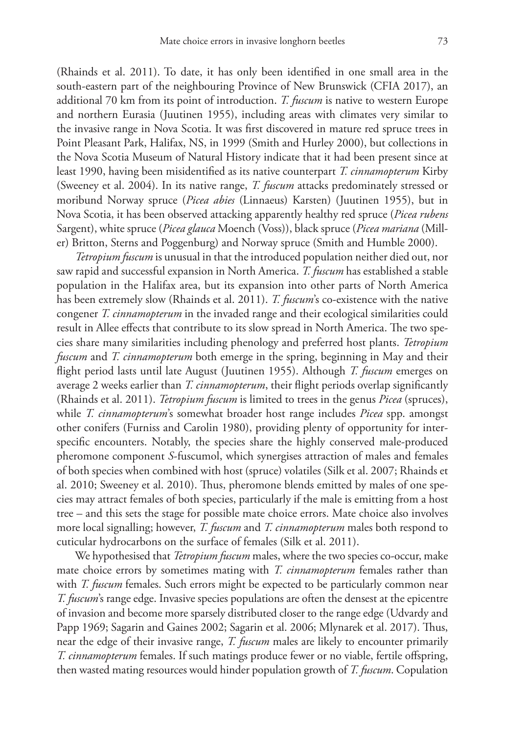(Rhainds et al. 2011). To date, it has only been identified in one small area in the south-eastern part of the neighbouring Province of New Brunswick (CFIA 2017), an additional 70 km from its point of introduction. *T. fuscum* is native to western Europe and northern Eurasia (Juutinen 1955), including areas with climates very similar to the invasive range in Nova Scotia. It was first discovered in mature red spruce trees in Point Pleasant Park, Halifax, NS, in 1999 (Smith and Hurley 2000), but collections in the Nova Scotia Museum of Natural History indicate that it had been present since at least 1990, having been misidentified as its native counterpart *T. cinnamopterum* Kirby (Sweeney et al. 2004). In its native range, *T. fuscum* attacks predominately stressed or moribund Norway spruce (*Picea abies* (Linnaeus) Karsten) (Juutinen 1955), but in Nova Scotia, it has been observed attacking apparently healthy red spruce (*Picea rubens* Sargent), white spruce (*Picea glauca* Moench (Voss)), black spruce (*Picea mariana* (Miller) Britton, Sterns and Poggenburg) and Norway spruce (Smith and Humble 2000).

*Tetropium fuscum* is unusual in that the introduced population neither died out, nor saw rapid and successful expansion in North America. *T. fuscum* has established a stable population in the Halifax area, but its expansion into other parts of North America has been extremely slow (Rhainds et al. 2011). *T. fuscum*'s co-existence with the native congener *T. cinnamopterum* in the invaded range and their ecological similarities could result in Allee effects that contribute to its slow spread in North America. The two species share many similarities including phenology and preferred host plants. *Tetropium fuscum* and *T. cinnamopterum* both emerge in the spring, beginning in May and their flight period lasts until late August (Juutinen 1955). Although *T. fuscum* emerges on average 2 weeks earlier than *T. cinnamopterum*, their flight periods overlap significantly (Rhainds et al. 2011). *Tetropium fuscum* is limited to trees in the genus *Picea* (spruces), while *T. cinnamopterum*'s somewhat broader host range includes *Picea* spp. amongst other conifers (Furniss and Carolin 1980), providing plenty of opportunity for interspecific encounters. Notably, the species share the highly conserved male-produced pheromone component *S*-fuscumol, which synergises attraction of males and females of both species when combined with host (spruce) volatiles (Silk et al. 2007; Rhainds et al. 2010; Sweeney et al. 2010). Thus, pheromone blends emitted by males of one species may attract females of both species, particularly if the male is emitting from a host tree – and this sets the stage for possible mate choice errors. Mate choice also involves more local signalling; however, *T. fuscum* and *T. cinnamopterum* males both respond to cuticular hydrocarbons on the surface of females (Silk et al. 2011).

We hypothesised that *Tetropium fuscum* males, where the two species co-occur, make mate choice errors by sometimes mating with *T. cinnamopterum* females rather than with *T. fuscum* females. Such errors might be expected to be particularly common near *T. fuscum*'s range edge. Invasive species populations are often the densest at the epicentre of invasion and become more sparsely distributed closer to the range edge (Udvardy and Papp 1969; Sagarin and Gaines 2002; Sagarin et al. 2006; Mlynarek et al. 2017). Thus, near the edge of their invasive range, *T. fuscum* males are likely to encounter primarily *T. cinnamopterum* females. If such matings produce fewer or no viable, fertile offspring, then wasted mating resources would hinder population growth of *T. fuscum*. Copulation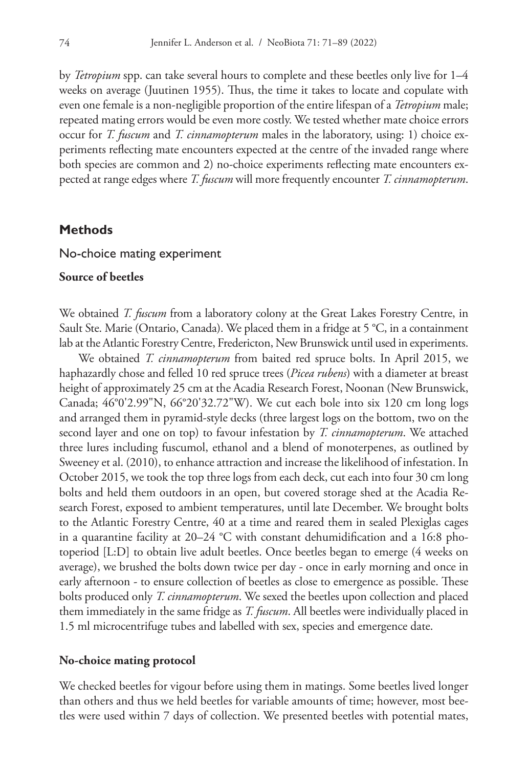by *Tetropium* spp. can take several hours to complete and these beetles only live for 1–4 weeks on average (Juutinen 1955). Thus, the time it takes to locate and copulate with even one female is a non-negligible proportion of the entire lifespan of a *Tetropium* male; repeated mating errors would be even more costly. We tested whether mate choice errors occur for *T. fuscum* and *T. cinnamopterum* males in the laboratory, using: 1) choice experiments reflecting mate encounters expected at the centre of the invaded range where both species are common and 2) no-choice experiments reflecting mate encounters expected at range edges where *T. fuscum* will more frequently encounter *T. cinnamopterum*.

## Methods

### No-choice mating experiment

#### Source of beetles

We obtained *T. fuscum* from a laboratory colony at the Great Lakes Forestry Centre, in Sault Ste. Marie (Ontario, Canada). We placed them in a fridge at 5 °C, in a containment lab at the Atlantic Forestry Centre, Fredericton, New Brunswick until used in experiments.

We obtained *T. cinnamopterum* from baited red spruce bolts. In April 2015, we haphazardly chose and felled 10 red spruce trees (*Picea rubens*) with a diameter at breast height of approximately 25 cm at the Acadia Research Forest, Noonan (New Brunswick, Canada; 46°0'2.99"N, 66°20'32.72"W). We cut each bole into six 120 cm long logs and arranged them in pyramid-style decks (three largest logs on the bottom, two on the second layer and one on top) to favour infestation by *T. cinnamopterum*. We attached three lures including fuscumol, ethanol and a blend of monoterpenes, as outlined by Sweeney et al. (2010), to enhance attraction and increase the likelihood of infestation. In October 2015, we took the top three logs from each deck, cut each into four 30 cm long bolts and held them outdoors in an open, but covered storage shed at the Acadia Research Forest, exposed to ambient temperatures, until late December. We brought bolts to the Atlantic Forestry Centre, 40 at a time and reared them in sealed Plexiglas cages in a quarantine facility at 20–24 °C with constant dehumidification and a 16:8 photoperiod [L:D] to obtain live adult beetles. Once beetles began to emerge (4 weeks on average), we brushed the bolts down twice per day - once in early morning and once in early afternoon - to ensure collection of beetles as close to emergence as possible. These bolts produced only *T. cinnamopterum*. We sexed the beetles upon collection and placed them immediately in the same fridge as *T. fuscum*. All beetles were individually placed in 1.5 ml microcentrifuge tubes and labelled with sex, species and emergence date.

#### No-choice mating protocol

We checked beetles for vigour before using them in matings. Some beetles lived longer than others and thus we held beetles for variable amounts of time; however, most beetles were used within 7 days of collection. We presented beetles with potential mates,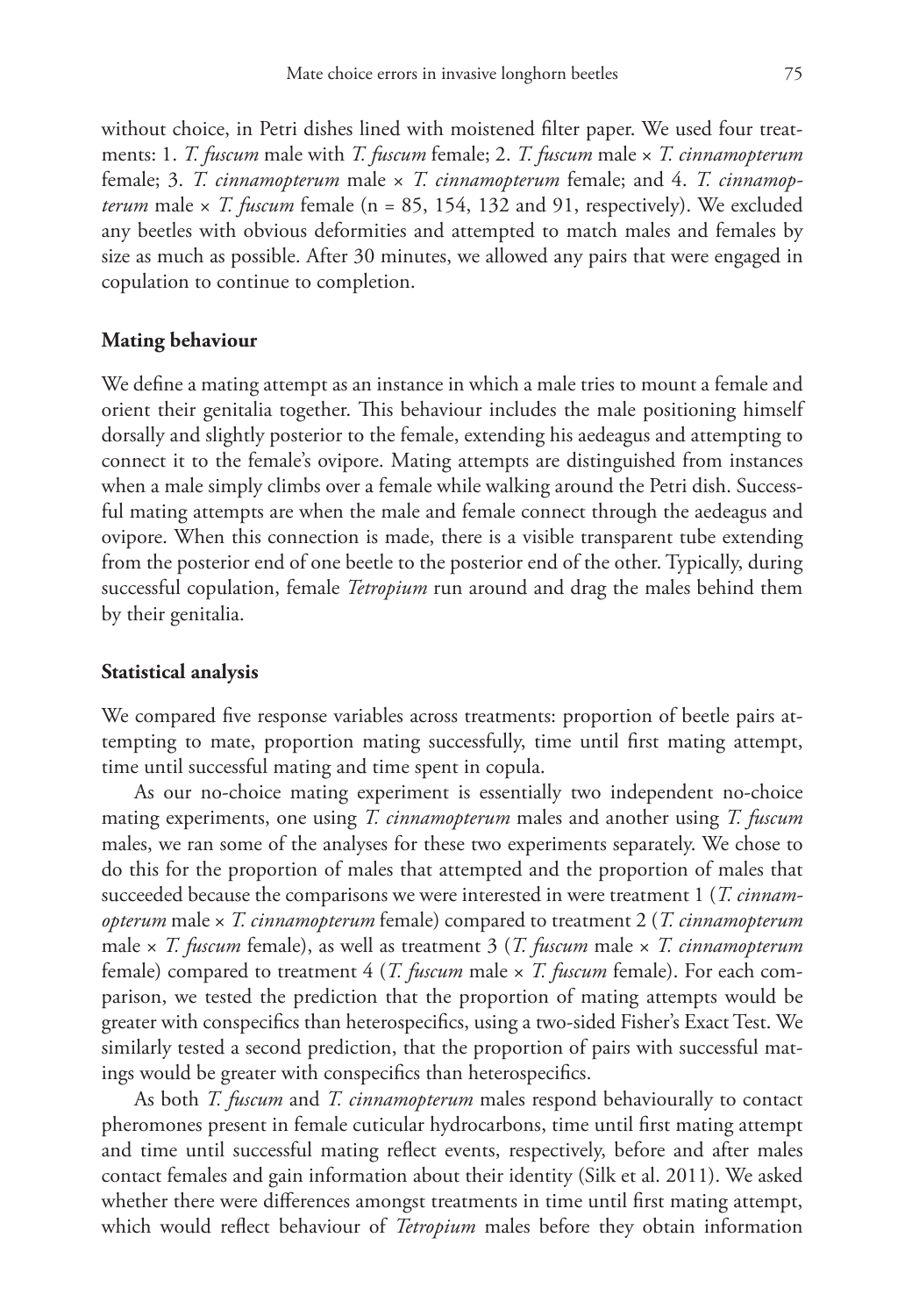without choice, in Petri dishes lined with moistened filter paper. We used four treatments: 1. *T. fuscum* male with *T. fuscum* female; 2. *T. fuscum* male × *T. cinnamopterum* female; 3. *T. cinnamopterum* male × *T. cinnamopterum* female; and 4. *T. cinnamopterum* male × *T. fuscum* female (n = 85, 154, 132 and 91, respectively). We excluded any beetles with obvious deformities and attempted to match males and females by size as much as possible. After 30 minutes, we allowed any pairs that were engaged in copulation to continue to completion.

### Mating behaviour

We define a mating attempt as an instance in which a male tries to mount a female and orient their genitalia together. This behaviour includes the male positioning himself dorsally and slightly posterior to the female, extending his aedeagus and attempting to connect it to the female's ovipore. Mating attempts are distinguished from instances when a male simply climbs over a female while walking around the Petri dish. Successful mating attempts are when the male and female connect through the aedeagus and ovipore. When this connection is made, there is a visible transparent tube extending from the posterior end of one beetle to the posterior end of the other. Typically, during successful copulation, female *Tetropium* run around and drag the males behind them by their genitalia.

### Statistical analysis

We compared five response variables across treatments: proportion of beetle pairs attempting to mate, proportion mating successfully, time until first mating attempt, time until successful mating and time spent in copula.

As our no-choice mating experiment is essentially two independent no-choice mating experiments, one using *T. cinnamopterum* males and another using *T. fuscum* males, we ran some of the analyses for these two experiments separately. We chose to do this for the proportion of males that attempted and the proportion of males that succeeded because the comparisons we were interested in were treatment 1 (*T. cinnamopterum* male × *T. cinnamopterum* female) compared to treatment 2 (*T. cinnamopterum* male × *T. fuscum* female), as well as treatment 3 (*T. fuscum* male × *T. cinnamopterum* female) compared to treatment 4 (*T. fuscum* male × *T. fuscum* female). For each comparison, we tested the prediction that the proportion of mating attempts would be greater with conspecifics than heterospecifics, using a two-sided Fisher's Exact Test. We similarly tested a second prediction, that the proportion of pairs with successful matings would be greater with conspecifics than heterospecifics.

As both *T. fuscum* and *T. cinnamopterum* males respond behaviourally to contact pheromones present in female cuticular hydrocarbons, time until first mating attempt and time until successful mating reflect events, respectively, before and after males contact females and gain information about their identity (Silk et al. 2011). We asked whether there were differences amongst treatments in time until first mating attempt, which would reflect behaviour of *Tetropium* males before they obtain information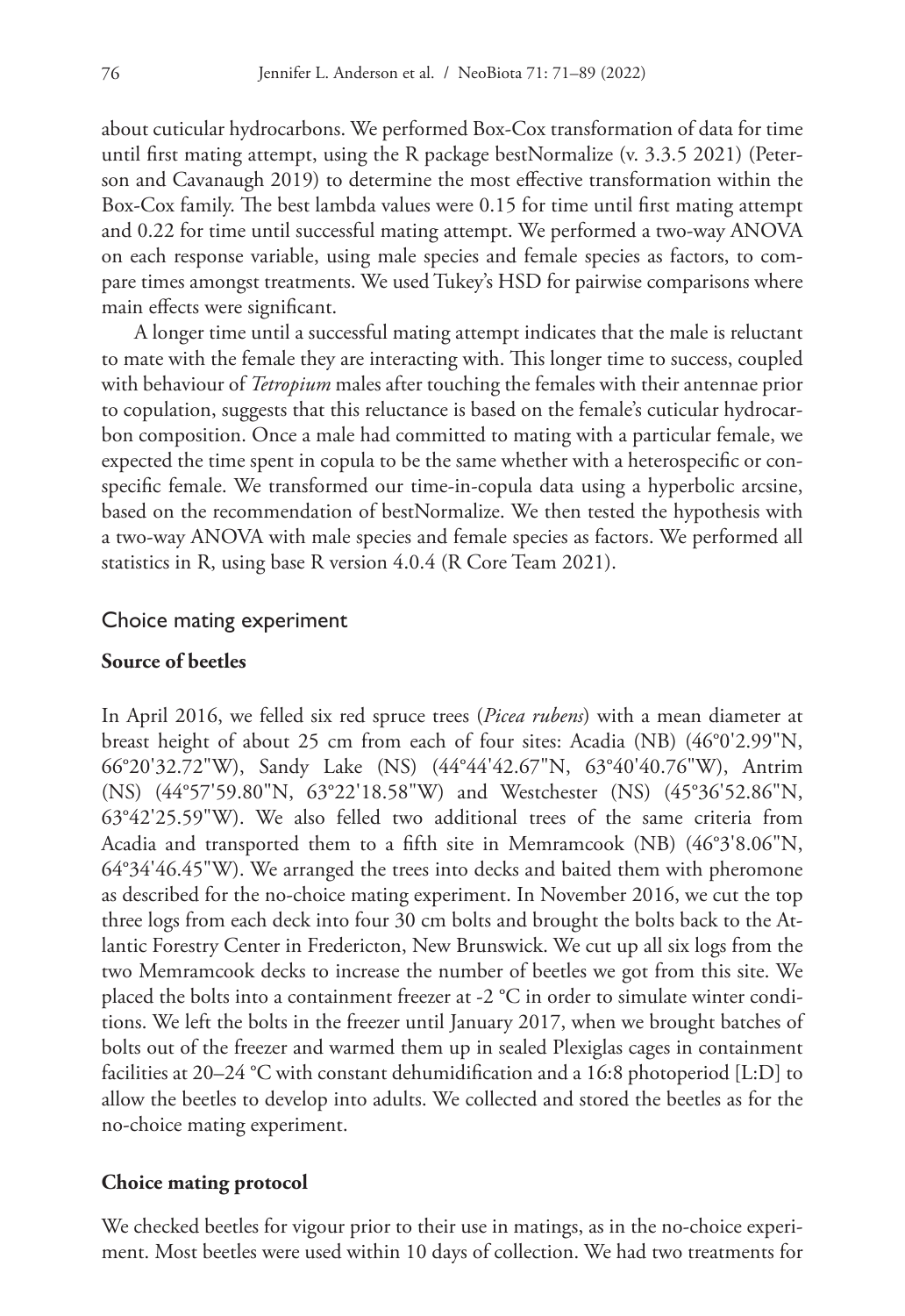about cuticular hydrocarbons. We performed Box-Cox transformation of data for time until first mating attempt, using the R package bestNormalize (v. 3.3.5 2021) (Peterson and Cavanaugh 2019) to determine the most effective transformation within the Box-Cox family. The best lambda values were 0.15 for time until first mating attempt and 0.22 for time until successful mating attempt. We performed a two-way ANOVA on each response variable, using male species and female species as factors, to compare times amongst treatments. We used Tukey's HSD for pairwise comparisons where main effects were significant.

A longer time until a successful mating attempt indicates that the male is reluctant to mate with the female they are interacting with. This longer time to success, coupled with behaviour of *Tetropium* males after touching the females with their antennae prior to copulation, suggests that this reluctance is based on the female's cuticular hydrocarbon composition. Once a male had committed to mating with a particular female, we expected the time spent in copula to be the same whether with a heterospecific or conspecific female. We transformed our time-in-copula data using a hyperbolic arcsine, based on the recommendation of bestNormalize. We then tested the hypothesis with a two-way ANOVA with male species and female species as factors. We performed all statistics in R, using base R version 4.0.4 (R Core Team 2021).

## Choice mating experiment

### Source of beetles

In April 2016, we felled six red spruce trees (*Picea rubens*) with a mean diameter at breast height of about 25 cm from each of four sites: Acadia (NB) (46°0'2.99"N, 66°20'32.72"W), Sandy Lake (NS) (44°44'42.67"N, 63°40'40.76"W), Antrim (NS) (44°57'59.80"N, 63°22'18.58"W) and Westchester (NS) (45°36'52.86"N, 63°42'25.59"W). We also felled two additional trees of the same criteria from Acadia and transported them to a fifth site in Memramcook (NB) (46°3'8.06"N, 64°34'46.45"W). We arranged the trees into decks and baited them with pheromone as described for the no-choice mating experiment. In November 2016, we cut the top three logs from each deck into four 30 cm bolts and brought the bolts back to the Atlantic Forestry Center in Fredericton, New Brunswick. We cut up all six logs from the two Memramcook decks to increase the number of beetles we got from this site. We placed the bolts into a containment freezer at -2 °C in order to simulate winter conditions. We left the bolts in the freezer until January 2017, when we brought batches of bolts out of the freezer and warmed them up in sealed Plexiglas cages in containment facilities at 20–24 °C with constant dehumidification and a 16:8 photoperiod [L:D] to allow the beetles to develop into adults. We collected and stored the beetles as for the no-choice mating experiment.

### Choice mating protocol

We checked beetles for vigour prior to their use in matings, as in the no-choice experiment. Most beetles were used within 10 days of collection. We had two treatments for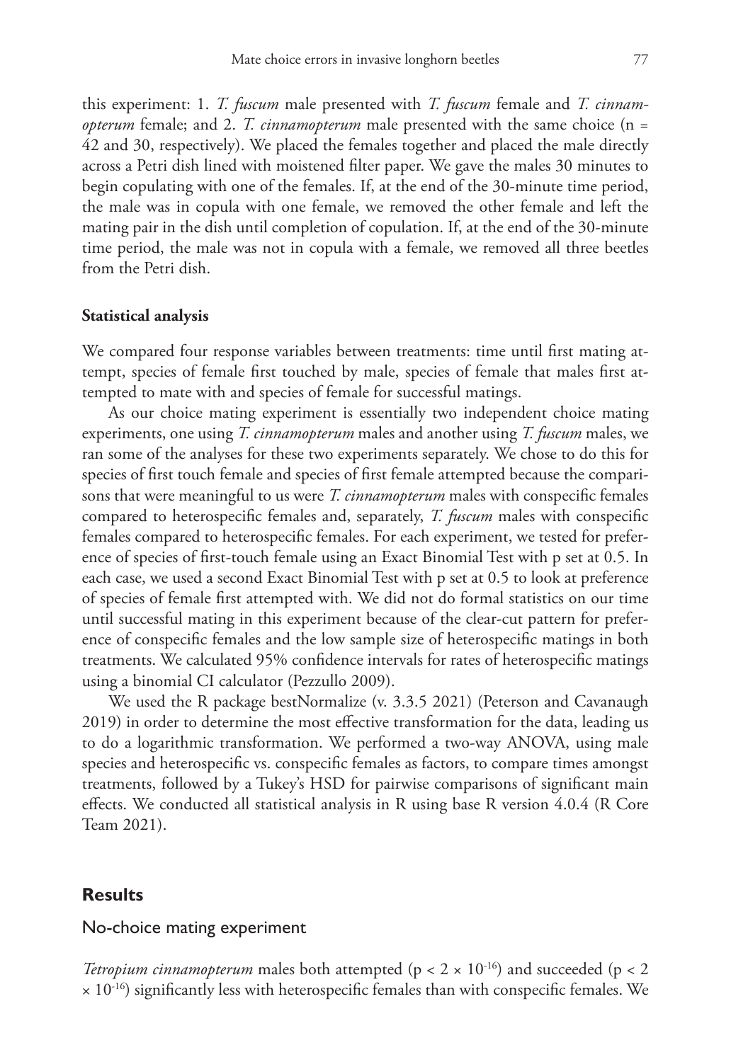this experiment: 1. *T. fuscum* male presented with *T. fuscum* female and *T. cinnamopterum* female; and 2. *T. cinnamopterum* male presented with the same choice (n = 42 and 30, respectively). We placed the females together and placed the male directly across a Petri dish lined with moistened filter paper. We gave the males 30 minutes to begin copulating with one of the females. If, at the end of the 30-minute time period, the male was in copula with one female, we removed the other female and left the mating pair in the dish until completion of copulation. If, at the end of the 30-minute time period, the male was not in copula with a female, we removed all three beetles from the Petri dish.

### Statistical analysis

We compared four response variables between treatments: time until first mating attempt, species of female first touched by male, species of female that males first attempted to mate with and species of female for successful matings.

As our choice mating experiment is essentially two independent choice mating experiments, one using *T. cinnamopterum* males and another using *T. fuscum* males, we ran some of the analyses for these two experiments separately. We chose to do this for species of first touch female and species of first female attempted because the comparisons that were meaningful to us were *T. cinnamopterum* males with conspecific females compared to heterospecific females and, separately, *T. fuscum* males with conspecific females compared to heterospecific females. For each experiment, we tested for preference of species of first-touch female using an Exact Binomial Test with p set at 0.5. In each case, we used a second Exact Binomial Test with p set at 0.5 to look at preference of species of female first attempted with. We did not do formal statistics on our time until successful mating in this experiment because of the clear-cut pattern for preference of conspecific females and the low sample size of heterospecific matings in both treatments. We calculated 95% confidence intervals for rates of heterospecific matings using a binomial CI calculator (Pezzullo 2009).

We used the R package bestNormalize (v. 3.3.5 2021) (Peterson and Cavanaugh 2019) in order to determine the most effective transformation for the data, leading us to do a logarithmic transformation. We performed a two-way ANOVA, using male species and heterospecific vs. conspecific females as factors, to compare times amongst treatments, followed by a Tukey's HSD for pairwise comparisons of significant main effects. We conducted all statistical analysis in R using base R version 4.0.4 (R Core Team 2021).

## Results

### No-choice mating experiment

*Tetropium cinnamopterum* males both attempted ($p < 2 \times 10^{-16}$) and succeeded ($p < 2 \times 10^{-16}$) significantly less with heterospecific females than with conspecific females. We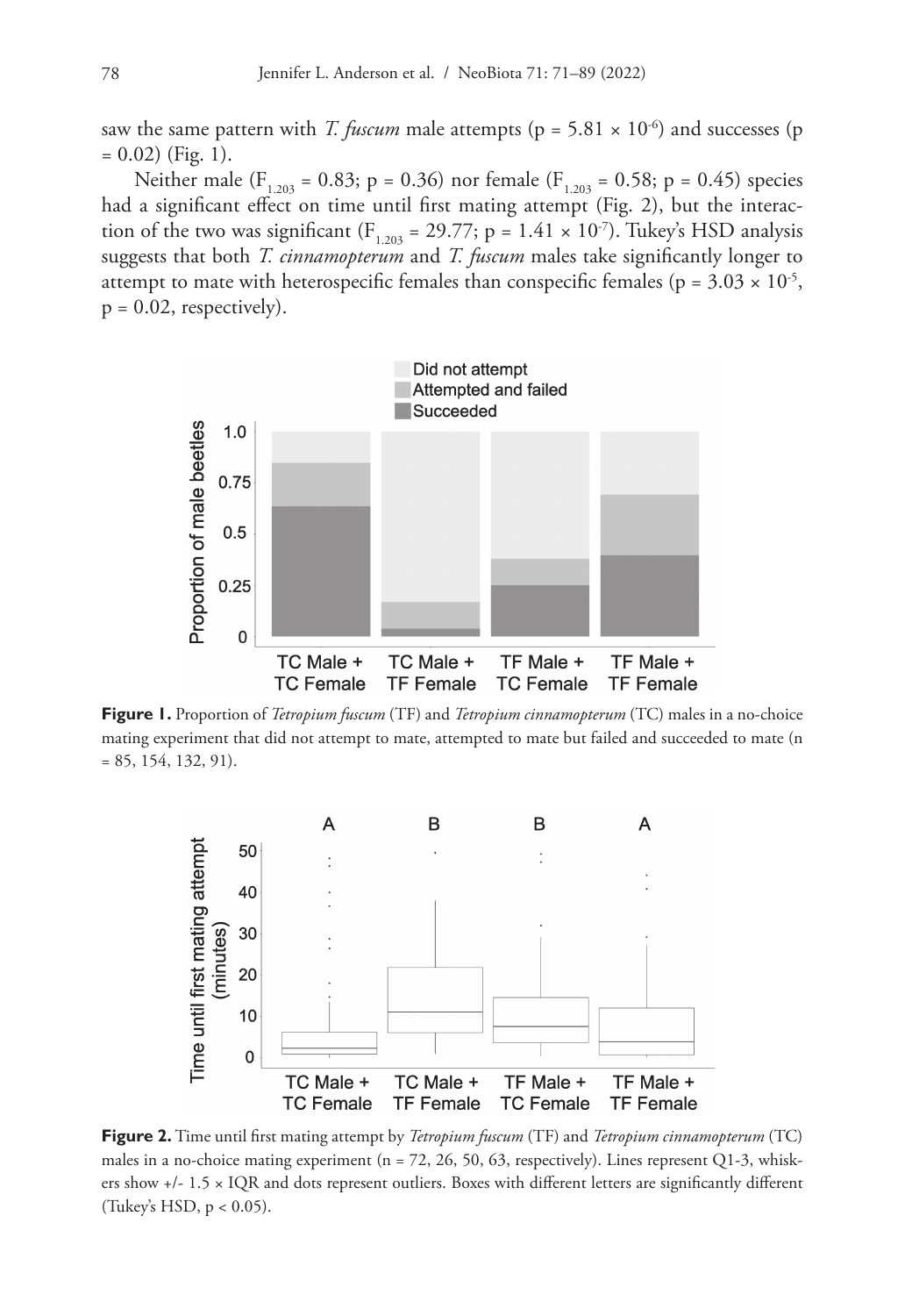saw the same pattern with *T. fuscum* male attempts ($p = 5.81 \times 10^{-6}$) and successes ($p = 0.02$) (Fig. 1).

Neither male ($F_{1,203} = 0.83$; $p = 0.36$) nor female ($F_{1,203} = 0.58$; $p = 0.45$) species had a significant effect on time until first mating attempt (Fig. 2), but the interaction of the two was significant ($F_{1,203} = 29.77$; $p = 1.41 \times 10^{-7}$). Tukey's HSD analysis suggests that both *T. cinnamopterum* and *T. fuscum* males take significantly longer to attempt to mate with heterospecific females than conspecific females ($p = 3.03 \times 10^{-5}$, $p = 0.02$, respectively).

**Figure 1.** Proportion of *Tetropium fuscum* (TF) and *Tetropium cinnamopterum* (TC) males in a no-choice mating experiment that did not attempt to mate, attempted to mate but failed and succeeded to mate (n = 85, 154, 132, 91).

**Figure 2.** Time until first mating attempt by *Tetropium fuscum* (TF) and *Tetropium cinnamopterum* (TC) males in a no-choice mating experiment (n = 72, 26, 50, 63, respectively). Lines represent Q1-3, whiskers show +/- 1.5 × IQR and dots represent outliers. Boxes with different letters are significantly different (Tukey's HSD, $p < 0.05$).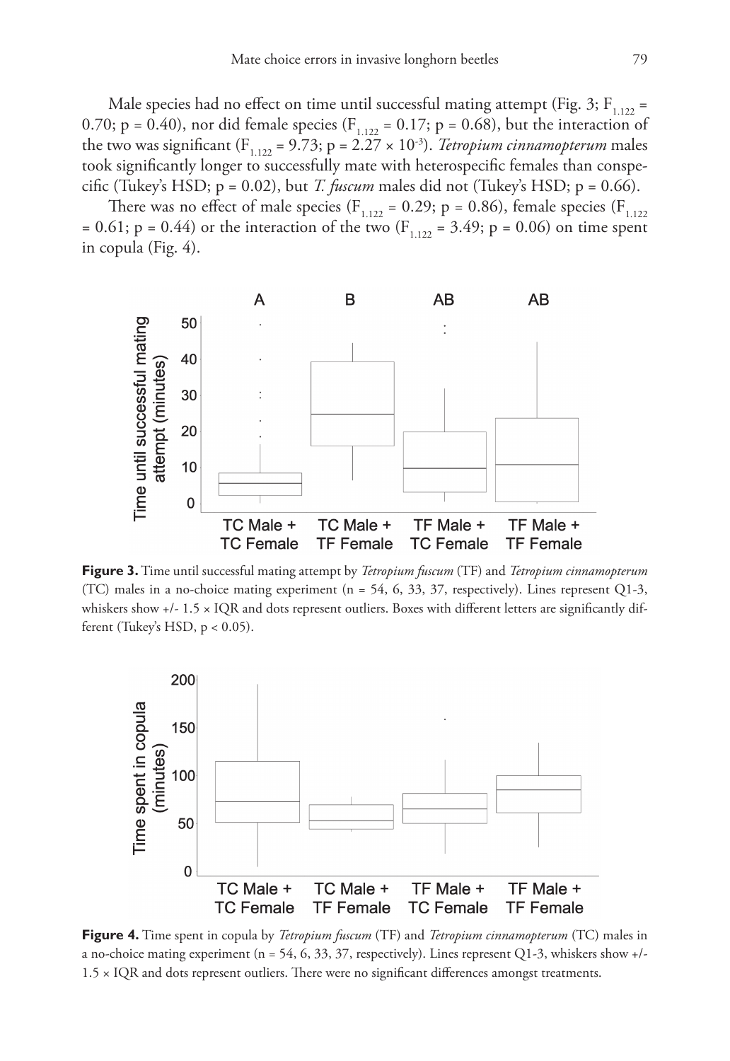Male species had no effect on time until successful mating attempt (Fig. 3; $F_{1,122} = 0.70$; $p = 0.40$), nor did female species ($F_{1,122} = 0.17$; $p = 0.68$), but the interaction of the two was significant ($F_{1,122} = 9.73$; $p = 2.27 \times 10^{-3}$). *Tetropium cinnamopterum* males took significantly longer to successfully mate with heterospecific females than conspecific (Tukey's HSD; $p = 0.02$), but *T. fuscum* males did not (Tukey's HSD; $p = 0.66$).

There was no effect of male species ($F_{1,122} = 0.29$; $p = 0.86$), female species ($F_{1,122} = 0.61$; $p = 0.44$) or the interaction of the two ($F_{1,122} = 3.49$; $p = 0.06$) on time spent in copula (Fig. 4).

**Figure 3.** Time until successful mating attempt by *Tetropium fuscum* (TF) and *Tetropium cinnamopterum* (TC) males in a no-choice mating experiment (n = 54, 6, 33, 37, respectively). Lines represent Q1-3, whiskers show +/- 1.5 × IQR and dots represent outliers. Boxes with different letters are significantly different (Tukey's HSD, $p < 0.05$).

**Figure 4.** Time spent in copula by *Tetropium fuscum* (TF) and *Tetropium cinnamopterum* (TC) males in a no-choice mating experiment (n = 54, 6, 33, 37, respectively). Lines represent Q1-3, whiskers show +/- 1.5 × IQR and dots represent outliers. There were no significant differences amongst treatments.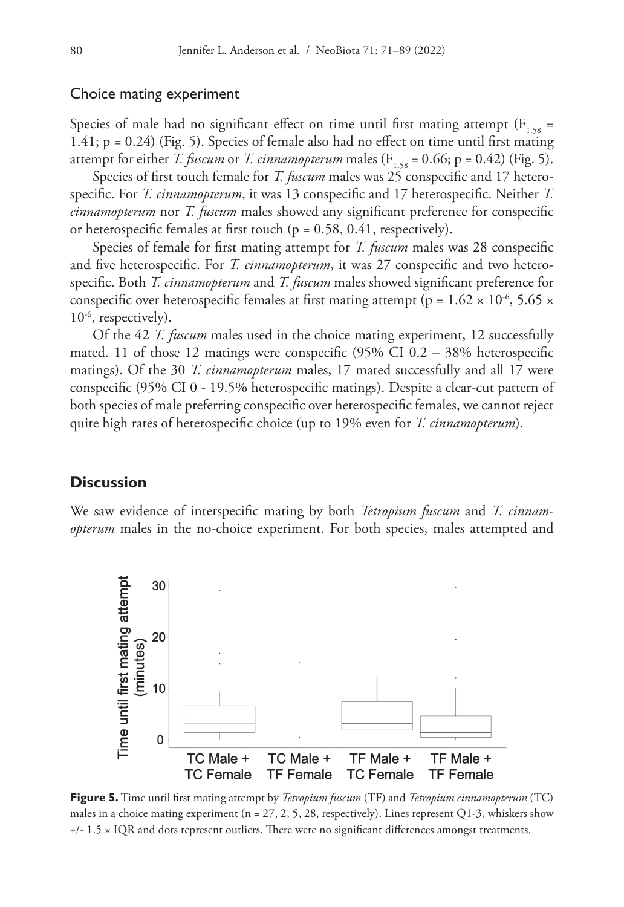## Choice mating experiment

Species of male had no significant effect on time until first mating attempt ($F_{1,58}$ = 1.41; p = 0.24) (Fig. 5). Species of female also had no effect on time until first mating attempt for either *T. fuscum* or *T. cinnamopterum* males ($F_{1,58}$ = 0.66; p = 0.42) (Fig. 5).

Species of first touch female for *T. fuscum* males was 25 conspecific and 17 heterospecific. For *T. cinnamopterum*, it was 13 conspecific and 17 heterospecific. Neither *T. cinnamopterum* nor *T. fuscum* males showed any significant preference for conspecific or heterospecific females at first touch (p = 0.58, 0.41, respectively).

Species of female for first mating attempt for *T. fuscum* males was 28 conspecific and five heterospecific. For *T. cinnamopterum*, it was 27 conspecific and two heterospecific. Both *T. cinnamopterum* and *T. fuscum* males showed significant preference for conspecific over heterospecific females at first mating attempt (p = $1.62 \times 10^{-6}$, $5.65 \times 10^{-6}$, respectively).

Of the 42 *T. fuscum* males used in the choice mating experiment, 12 successfully mated. 11 of those 12 matings were conspecific (95% CI 0.2 – 38% heterospecific matings). Of the 30 *T. cinnamopterum* males, 17 mated successfully and all 17 were conspecific (95% CI 0 - 19.5% heterospecific matings). Despite a clear-cut pattern of both species of male preferring conspecific over heterospecific females, we cannot reject quite high rates of heterospecific choice (up to 19% even for *T. cinnamopterum*).

## Discussion

We saw evidence of interspecific mating by both *Tetropium fuscum* and *T. cinnamopterum* males in the no-choice experiment. For both species, males attempted and

**Figure 5.** Time until first mating attempt by *Tetropium fuscum* (TF) and *Tetropium cinnamopterum* (TC) males in a choice mating experiment (n = 27, 2, 5, 28, respectively). Lines represent Q1-3, whiskers show +/- 1.5 × IQR and dots represent outliers. There were no significant differences amongst treatments.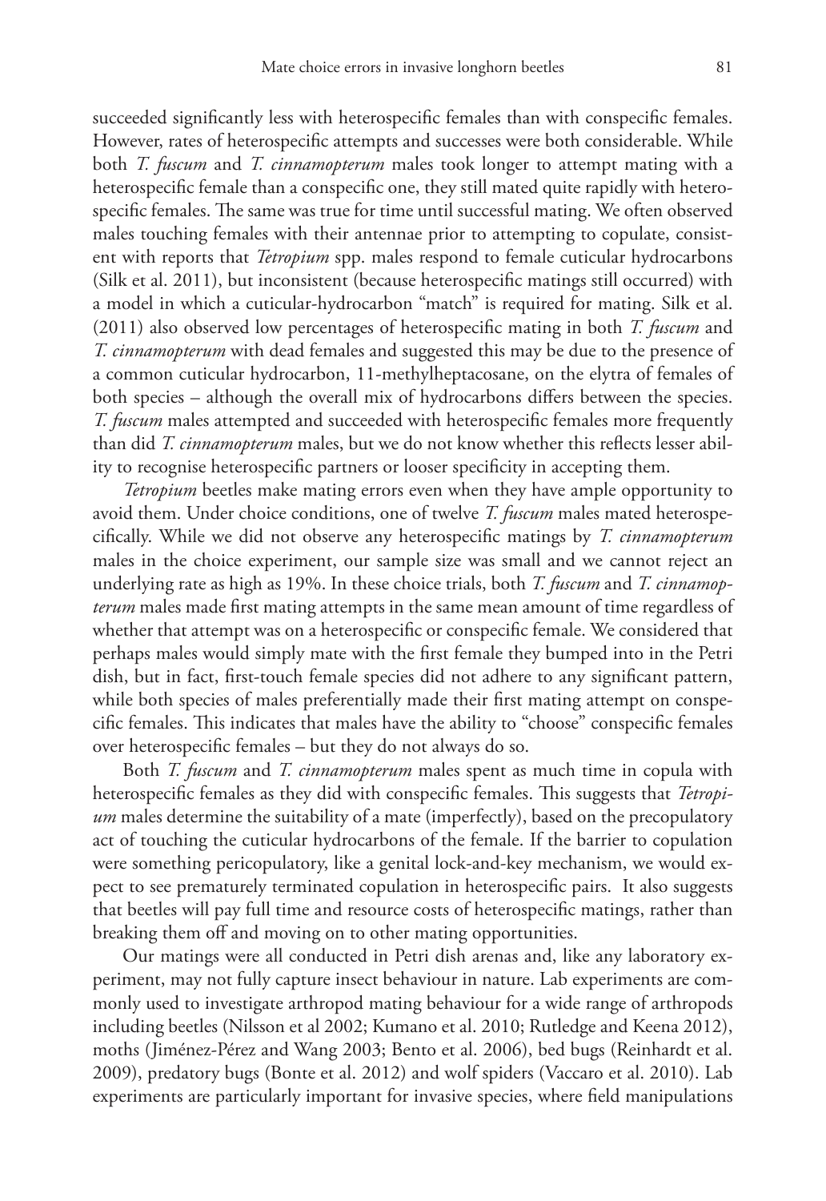succeeded significantly less with heterospecific females than with conspecific females. However, rates of heterospecific attempts and successes were both considerable. While both *T. fuscum* and *T. cinnamopterum* males took longer to attempt mating with a heterospecific female than a conspecific one, they still mated quite rapidly with heterospecific females. The same was true for time until successful mating. We often observed males touching females with their antennae prior to attempting to copulate, consistent with reports that *Tetropium* spp. males respond to female cuticular hydrocarbons (Silk et al. 2011), but inconsistent (because heterospecific matings still occurred) with a model in which a cuticular-hydrocarbon "match" is required for mating. Silk et al. (2011) also observed low percentages of heterospecific mating in both *T. fuscum* and *T. cinnamopterum* with dead females and suggested this may be due to the presence of a common cuticular hydrocarbon, 11-methylheptacosane, on the elytra of females of both species – although the overall mix of hydrocarbons differs between the species. *T. fuscum* males attempted and succeeded with heterospecific females more frequently than did *T. cinnamopterum* males, but we do not know whether this reflects lesser ability to recognise heterospecific partners or looser specificity in accepting them.

*Tetropium* beetles make mating errors even when they have ample opportunity to avoid them. Under choice conditions, one of twelve *T. fuscum* males mated heterospecifically. While we did not observe any heterospecific matings by *T. cinnamopterum* males in the choice experiment, our sample size was small and we cannot reject an underlying rate as high as 19%. In these choice trials, both *T. fuscum* and *T. cinnamopterum* males made first mating attempts in the same mean amount of time regardless of whether that attempt was on a heterospecific or conspecific female. We considered that perhaps males would simply mate with the first female they bumped into in the Petri dish, but in fact, first-touch female species did not adhere to any significant pattern, while both species of males preferentially made their first mating attempt on conspecific females. This indicates that males have the ability to "choose" conspecific females over heterospecific females – but they do not always do so.

Both *T. fuscum* and *T. cinnamopterum* males spent as much time in copula with heterospecific females as they did with conspecific females. This suggests that *Tetropium* males determine the suitability of a mate (imperfectly), based on the precopulatory act of touching the cuticular hydrocarbons of the female. If the barrier to copulation were something pericopulatory, like a genital lock-and-key mechanism, we would expect to see prematurely terminated copulation in heterospecific pairs. It also suggests that beetles will pay full time and resource costs of heterospecific matings, rather than breaking them off and moving on to other mating opportunities.

Our matings were all conducted in Petri dish arenas and, like any laboratory experiment, may not fully capture insect behaviour in nature. Lab experiments are commonly used to investigate arthropod mating behaviour for a wide range of arthropods including beetles (Nilsson et al 2002; Kumano et al. 2010; Rutledge and Keena 2012), moths (Jiménez-Pérez and Wang 2003; Bento et al. 2006), bed bugs (Reinhardt et al. 2009), predatory bugs (Bonte et al. 2012) and wolf spiders (Vaccaro et al. 2010). Lab experiments are particularly important for invasive species, where field manipulations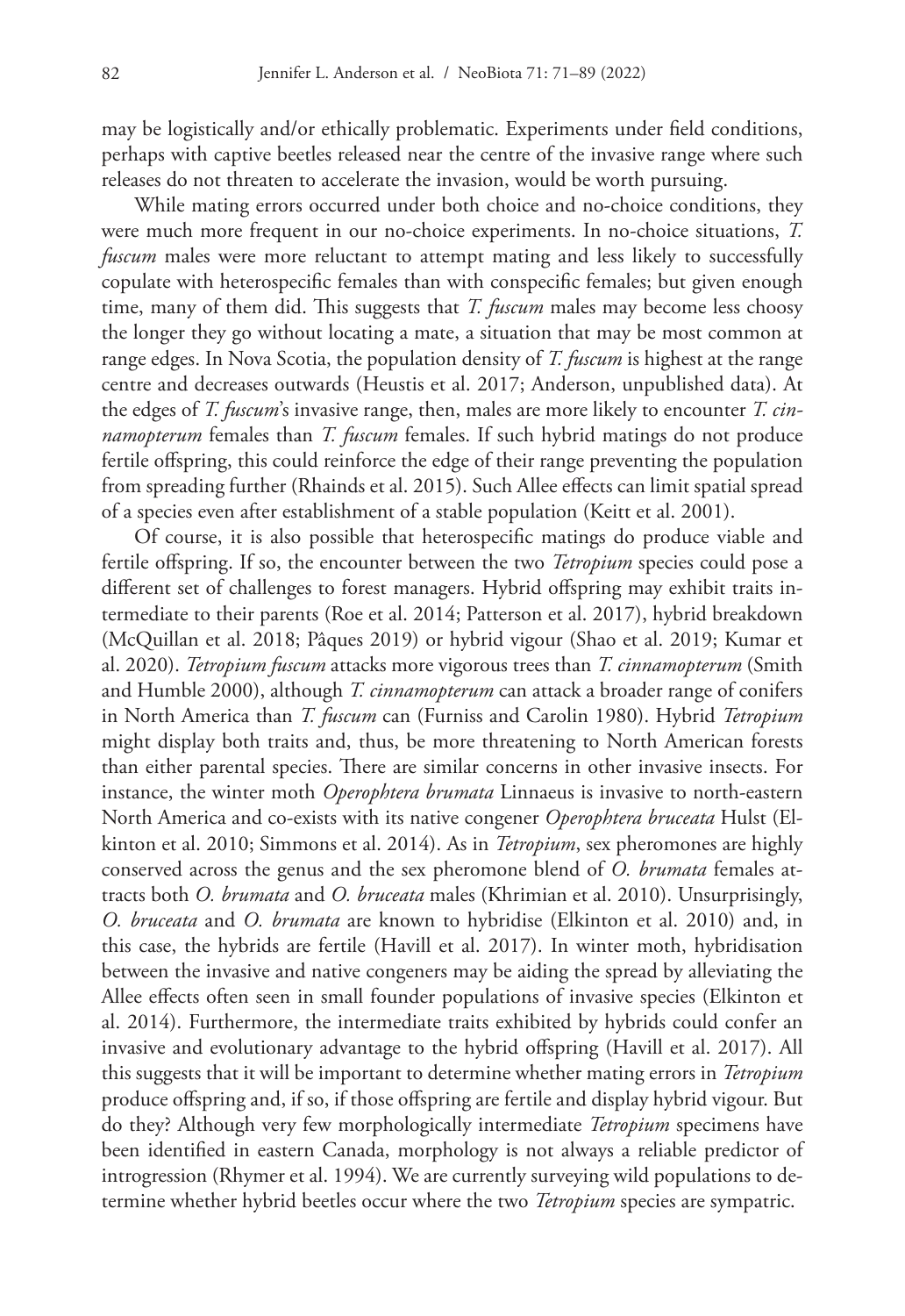may be logistically and/or ethically problematic. Experiments under field conditions, perhaps with captive beetles released near the centre of the invasive range where such releases do not threaten to accelerate the invasion, would be worth pursuing.

While mating errors occurred under both choice and no-choice conditions, they were much more frequent in our no-choice experiments. In no-choice situations, *T. fuscum* males were more reluctant to attempt mating and less likely to successfully copulate with heterospecific females than with conspecific females; but given enough time, many of them did. This suggests that *T. fuscum* males may become less choosy the longer they go without locating a mate, a situation that may be most common at range edges. In Nova Scotia, the population density of *T. fuscum* is highest at the range centre and decreases outwards (Heustis et al. 2017; Anderson, unpublished data). At the edges of *T. fuscum*'s invasive range, then, males are more likely to encounter *T. cinnamopterum* females than *T. fuscum* females. If such hybrid matings do not produce fertile offspring, this could reinforce the edge of their range preventing the population from spreading further (Rhainds et al. 2015). Such Allee effects can limit spatial spread of a species even after establishment of a stable population (Keitt et al. 2001).

Of course, it is also possible that heterospecific matings do produce viable and fertile offspring. If so, the encounter between the two *Tetropium* species could pose a different set of challenges to forest managers. Hybrid offspring may exhibit traits intermediate to their parents (Roe et al. 2014; Patterson et al. 2017), hybrid breakdown (McQuillan et al. 2018; Pâques 2019) or hybrid vigour (Shao et al. 2019; Kumar et al. 2020). *Tetropium fuscum* attacks more vigorous trees than *T. cinnamopterum* (Smith and Humble 2000), although *T. cinnamopterum* can attack a broader range of conifers in North America than *T. fuscum* can (Furniss and Carolin 1980). Hybrid *Tetropium* might display both traits and, thus, be more threatening to North American forests than either parental species. There are similar concerns in other invasive insects. For instance, the winter moth *Operophtera brumata* Linnaeus is invasive to north-eastern North America and co-exists with its native congener *Operophtera bruceata* Hulst (Elkinton et al. 2010; Simmons et al. 2014). As in *Tetropium*, sex pheromones are highly conserved across the genus and the sex pheromone blend of *O. brumata* females attracts both *O. brumata* and *O. bruceata* males (Khrimian et al. 2010). Unsurprisingly, *O. bruceata* and *O. brumata* are known to hybridise (Elkinton et al. 2010) and, in this case, the hybrids are fertile (Havill et al. 2017). In winter moth, hybridisation between the invasive and native congeners may be aiding the spread by alleviating the Allee effects often seen in small founder populations of invasive species (Elkinton et al. 2014). Furthermore, the intermediate traits exhibited by hybrids could confer an invasive and evolutionary advantage to the hybrid offspring (Havill et al. 2017). All this suggests that it will be important to determine whether mating errors in *Tetropium* produce offspring and, if so, if those offspring are fertile and display hybrid vigour. But do they? Although very few morphologically intermediate *Tetropium* specimens have been identified in eastern Canada, morphology is not always a reliable predictor of introgression (Rhymer et al. 1994). We are currently surveying wild populations to determine whether hybrid beetles occur where the two *Tetropium* species are sympatric.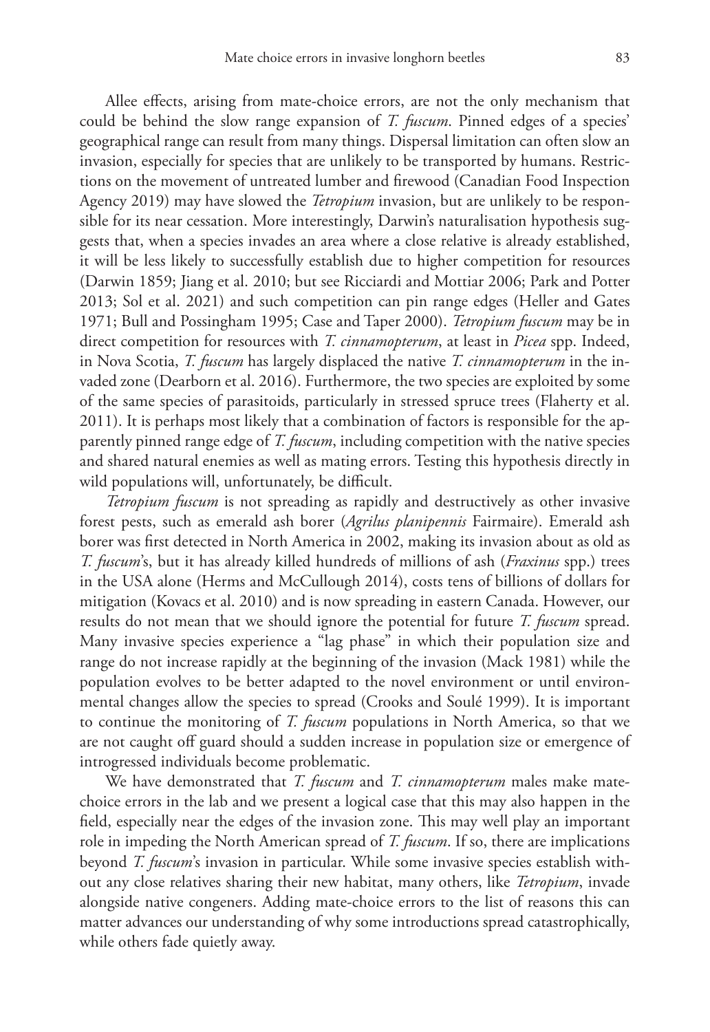Allee effects, arising from mate-choice errors, are not the only mechanism that could be behind the slow range expansion of *T. fuscum*. Pinned edges of a species' geographical range can result from many things. Dispersal limitation can often slow an invasion, especially for species that are unlikely to be transported by humans. Restrictions on the movement of untreated lumber and firewood (Canadian Food Inspection Agency 2019) may have slowed the *Tetropium* invasion, but are unlikely to be responsible for its near cessation. More interestingly, Darwin's naturalisation hypothesis suggests that, when a species invades an area where a close relative is already established, it will be less likely to successfully establish due to higher competition for resources (Darwin 1859; Jiang et al. 2010; but see Ricciardi and Mottiar 2006; Park and Potter 2013; Sol et al. 2021) and such competition can pin range edges (Heller and Gates 1971; Bull and Possingham 1995; Case and Taper 2000). *Tetropium fuscum* may be in direct competition for resources with *T. cinnamopterum*, at least in *Picea* spp. Indeed, in Nova Scotia, *T. fuscum* has largely displaced the native *T. cinnamopterum* in the invaded zone (Dearborn et al. 2016). Furthermore, the two species are exploited by some of the same species of parasitoids, particularly in stressed spruce trees (Flaherty et al. 2011). It is perhaps most likely that a combination of factors is responsible for the apparently pinned range edge of *T. fuscum*, including competition with the native species and shared natural enemies as well as mating errors. Testing this hypothesis directly in wild populations will, unfortunately, be difficult.

*Tetropium fuscum* is not spreading as rapidly and destructively as other invasive forest pests, such as emerald ash borer (*Agrilus planipennis* Fairmaire). Emerald ash borer was first detected in North America in 2002, making its invasion about as old as *T. fuscum*'s, but it has already killed hundreds of millions of ash (*Fraxinus* spp.) trees in the USA alone (Herms and McCullough 2014), costs tens of billions of dollars for mitigation (Kovacs et al. 2010) and is now spreading in eastern Canada. However, our results do not mean that we should ignore the potential for future *T. fuscum* spread. Many invasive species experience a "lag phase" in which their population size and range do not increase rapidly at the beginning of the invasion (Mack 1981) while the population evolves to be better adapted to the novel environment or until environmental changes allow the species to spread (Crooks and Soulé 1999). It is important to continue the monitoring of *T. fuscum* populations in North America, so that we are not caught off guard should a sudden increase in population size or emergence of introgressed individuals become problematic.

We have demonstrated that *T. fuscum* and *T. cinnamopterum* males make mate-choice errors in the lab and we present a logical case that this may also happen in the field, especially near the edges of the invasion zone. This may well play an important role in impeding the North American spread of *T. fuscum*. If so, there are implications beyond *T. fuscum*'s invasion in particular. While some invasive species establish without any close relatives sharing their new habitat, many others, like *Tetropium*, invade alongside native congeners. Adding mate-choice errors to the list of reasons this can matter advances our understanding of why some introductions spread catastrophically, while others fade quietly away.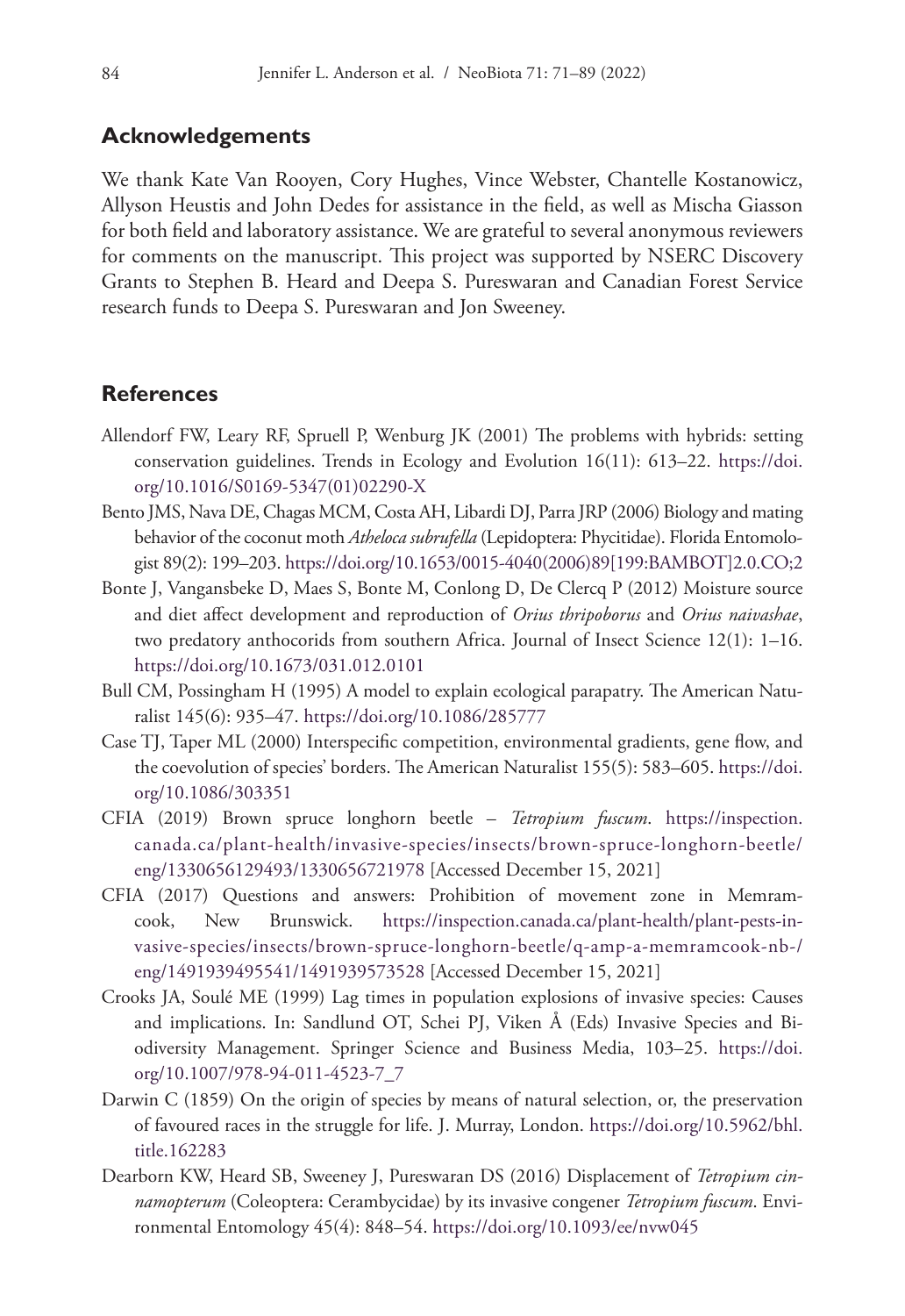## Acknowledgements

We thank Kate Van Rooyen, Cory Hughes, Vince Webster, Chantelle Kostanowicz, Allyson Heustis and John Dedes for assistance in the field, as well as Mischa Giasson for both field and laboratory assistance. We are grateful to several anonymous reviewers for comments on the manuscript. This project was supported by NSERC Discovery Grants to Stephen B. Heard and Deepa S. Pureswaran and Canadian Forest Service research funds to Deepa S. Pureswaran and Jon Sweeney.

## References

Allendorf FW, Leary RF, Spruell P, Wenburg JK (2001) The problems with hybrids: setting conservation guidelines. Trends in Ecology and Evolution 16(11): 613–22. https://doi.org/10.1016/S0169-5347(01)02290-X

Bento JMS, Nava DE, Chagas MCM, Costa AH, Libardi DJ, Parra JRP (2006) Biology and mating behavior of the coconut moth *Atheloca subrufella* (Lepidoptera: Phycitidae). Florida Entomologist 89(2): 199–203. https://doi.org/10.1653/0015-4040(2006)89[199:BAMBOT]2.0.CO;2

Bonte J, Vangansbeke D, Maes S, Bonte M, Conlong D, De Clercq P (2012) Moisture source and diet affect development and reproduction of *Orius thripoborus* and *Orius naivashae*, two predatory anthocorids from southern Africa. Journal of Insect Science 12(1): 1–16. https://doi.org/10.1673/031.012.0101

Bull CM, Possingham H (1995) A model to explain ecological parapatry. The American Naturalist 145(6): 935–47. https://doi.org/10.1086/285777

Case TJ, Taper ML (2000) Interspecific competition, environmental gradients, gene flow, and the coevolution of species' borders. The American Naturalist 155(5): 583–605. https://doi.org/10.1086/303351

CFIA (2019) Brown spruce longhorn beetle – *Tetropium fuscum*. https://inspection.canada.ca/plant-health/invasive-species/insects/brown-spruce-longhorn-beetle/eng/1330656129493/1330656721978 [Accessed December 15, 2021]

CFIA (2017) Questions and answers: Prohibition of movement zone in Memramcook, New Brunswick. https://inspection.canada.ca/plant-health/plant-pests-invasive-species/insects/brown-spruce-longhorn-beetle/q-amp-a-memramcook-nb-/eng/1491939495541/1491939573528 [Accessed December 15, 2021]

Crooks JA, Soulé ME (1999) Lag times in population explosions of invasive species: Causes and implications. In: Sandlund OT, Schei PJ, Viken Å (Eds) Invasive Species and Biodiversity Management. Springer Science and Business Media, 103–25. https://doi.org/10.1007/978-94-011-4523-7_7

Darwin C (1859) On the origin of species by means of natural selection, or, the preservation of favoured races in the struggle for life. J. Murray, London. https://doi.org/10.5962/bhl.title.162283

Dearborn KW, Heard SB, Sweeney J, Pureswaran DS (2016) Displacement of *Tetropium cinnamopterum* (Coleoptera: Cerambycidae) by its invasive congener *Tetropium fuscum*. Environmental Entomology 45(4): 848–54. https://doi.org/10.1093/ee/nvw045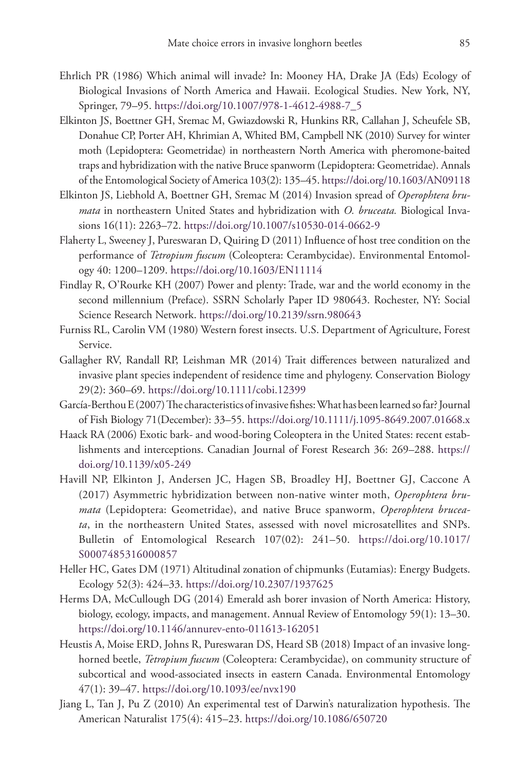Ehrlich PR (1986) Which animal will invade? In: Mooney HA, Drake JA (Eds) Ecology of Biological Invasions of North America and Hawaii. Ecological Studies. New York, NY, Springer, 79–95. https://doi.org/10.1007/978-1-4612-4988-7_5

Elkinton JS, Boettner GH, Sremac M, Gwiazdowski R, Hunkins RR, Callahan J, Scheufele SB, Donahue CP, Porter AH, Khrimian A, Whited BM, Campbell NK (2010) Survey for winter moth (Lepidoptera: Geometridae) in northeastern North America with pheromone-baited traps and hybridization with the native Bruce spanworm (Lepidoptera: Geometridae). Annals of the Entomological Society of America 103(2): 135–45. https://doi.org/10.1603/AN09118

Elkinton JS, Liebhold A, Boettner GH, Sremac M (2014) Invasion spread of *Operophtera brumata* in northeastern United States and hybridization with *O. bruceata.* Biological Invasions 16(11): 2263–72. https://doi.org/10.1007/s10530-014-0662-9

Flaherty L, Sweeney J, Pureswaran D, Quiring D (2011) Influence of host tree condition on the performance of *Tetropium fuscum* (Coleoptera: Cerambycidae). Environmental Entomology 40: 1200–1209. https://doi.org/10.1603/EN11114

Findlay R, O'Rourke KH (2007) Power and plenty: Trade, war and the world economy in the second millennium (Preface). SSRN Scholarly Paper ID 980643. Rochester, NY: Social Science Research Network. https://doi.org/10.2139/ssrn.980643

Furniss RL, Carolin VM (1980) Western forest insects. U.S. Department of Agriculture, Forest Service.

Gallagher RV, Randall RP, Leishman MR (2014) Trait differences between naturalized and invasive plant species independent of residence time and phylogeny. Conservation Biology 29(2): 360–69. https://doi.org/10.1111/cobi.12399

García-Berthou E (2007) The characteristics of invasive fishes: What has been learned so far? Journal of Fish Biology 71(December): 33–55. https://doi.org/10.1111/j.1095-8649.2007.01668.x

Haack RA (2006) Exotic bark- and wood-boring Coleoptera in the United States: recent establishments and interceptions. Canadian Journal of Forest Research 36: 269–288. https://doi.org/10.1139/x05-249

Havill NP, Elkinton J, Andersen JC, Hagen SB, Broadley HJ, Boettner GJ, Caccone A (2017) Asymmetric hybridization between non-native winter moth, *Operophtera brumata* (Lepidoptera: Geometridae), and native Bruce spanworm, *Operophtera bruceata*, in the northeastern United States, assessed with novel microsatellites and SNPs. Bulletin of Entomological Research 107(02): 241–50. https://doi.org/10.1017/S0007485316000857

Heller HC, Gates DM (1971) Altitudinal zonation of chipmunks (Eutamias): Energy Budgets. Ecology 52(3): 424–33. https://doi.org/10.2307/1937625

Herms DA, McCullough DG (2014) Emerald ash borer invasion of North America: History, biology, ecology, impacts, and management. Annual Review of Entomology 59(1): 13–30. https://doi.org/10.1146/annurev-ento-011613-162051

Heustis A, Moise ERD, Johns R, Pureswaran DS, Heard SB (2018) Impact of an invasive longhorned beetle, *Tetropium fuscum* (Coleoptera: Cerambycidae), on community structure of subcortical and wood-associated insects in eastern Canada. Environmental Entomology 47(1): 39–47. https://doi.org/10.1093/ee/nvx190

Jiang L, Tan J, Pu Z (2010) An experimental test of Darwin's naturalization hypothesis. The American Naturalist 175(4): 415–23. https://doi.org/10.1086/650720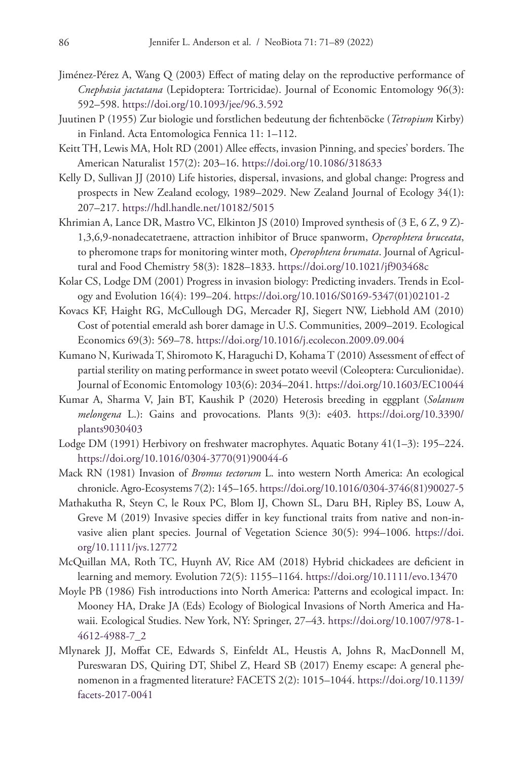Jiménez-Pérez A, Wang Q (2003) Effect of mating delay on the reproductive performance of *Cnephasia jactatana* (Lepidoptera: Tortricidae). Journal of Economic Entomology 96(3): 592–598. https://doi.org/10.1093/jee/96.3.592

Juutinen P (1955) Zur biologie und forstlichen bedeutung der fichtenböcke (*Tetropium* Kirby) in Finland. Acta Entomologica Fennica 11: 1–112.

Keitt TH, Lewis MA, Holt RD (2001) Allee effects, invasion Pinning, and species' borders. The American Naturalist 157(2): 203–16. https://doi.org/10.1086/318633

Kelly D, Sullivan JJ (2010) Life histories, dispersal, invasions, and global change: Progress and prospects in New Zealand ecology, 1989–2029. New Zealand Journal of Ecology 34(1): 207–217. https://hdl.handle.net/10182/5015

Khrimian A, Lance DR, Mastro VC, Elkinton JS (2010) Improved synthesis of (3 E, 6 Z, 9 Z)-1,3,6,9-nonadecatetraene, attraction inhibitor of Bruce spanworm, *Operophtera bruceata*, to pheromone traps for monitoring winter moth, *Operophtera brumata*. Journal of Agricultural and Food Chemistry 58(3): 1828–1833. https://doi.org/10.1021/jf903468c

Kolar CS, Lodge DM (2001) Progress in invasion biology: Predicting invaders. Trends in Ecology and Evolution 16(4): 199–204. https://doi.org/10.1016/S0169-5347(01)02101-2

Kovacs KF, Haight RG, McCullough DG, Mercader RJ, Siegert NW, Liebhold AM (2010) Cost of potential emerald ash borer damage in U.S. Communities, 2009–2019. Ecological Economics 69(3): 569–78. https://doi.org/10.1016/j.ecolecon.2009.09.004

Kumano N, Kuriwada T, Shiromoto K, Haraguchi D, Kohama T (2010) Assessment of effect of partial sterility on mating performance in sweet potato weevil (Coleoptera: Curculionidae). Journal of Economic Entomology 103(6): 2034–2041. https://doi.org/10.1603/EC10044

Kumar A, Sharma V, Jain BT, Kaushik P (2020) Heterosis breeding in eggplant (*Solanum melongena* L.): Gains and provocations. Plants 9(3): e403. https://doi.org/10.3390/plants9030403

Lodge DM (1991) Herbivory on freshwater macrophytes. Aquatic Botany 41(1–3): 195–224. https://doi.org/10.1016/0304-3770(91)90044-6

Mack RN (1981) Invasion of *Bromus tectorum* L. into western North America: An ecological chronicle. Agro-Ecosystems 7(2): 145–165. https://doi.org/10.1016/0304-3746(81)90027-5

Mathakutha R, Steyn C, le Roux PC, Blom IJ, Chown SL, Daru BH, Ripley BS, Louw A, Greve M (2019) Invasive species differ in key functional traits from native and non-invasive alien plant species. Journal of Vegetation Science 30(5): 994–1006. https://doi.org/10.1111/jvs.12772

McQuillan MA, Roth TC, Huynh AV, Rice AM (2018) Hybrid chickadees are deficient in learning and memory. Evolution 72(5): 1155–1164. https://doi.org/10.1111/evo.13470

Moyle PB (1986) Fish introductions into North America: Patterns and ecological impact. In: Mooney HA, Drake JA (Eds) Ecology of Biological Invasions of North America and Hawaii. Ecological Studies. New York, NY: Springer, 27–43. https://doi.org/10.1007/978-1-4612-4988-7_2

Mlynarek JJ, Moffat CE, Edwards S, Einfeldt AL, Heustis A, Johns R, MacDonnell M, Pureswaran DS, Quiring DT, Shibel Z, Heard SB (2017) Enemy escape: A general phenomenon in a fragmented literature? FACETS 2(2): 1015–1044. https://doi.org/10.1139/facets-2017-0041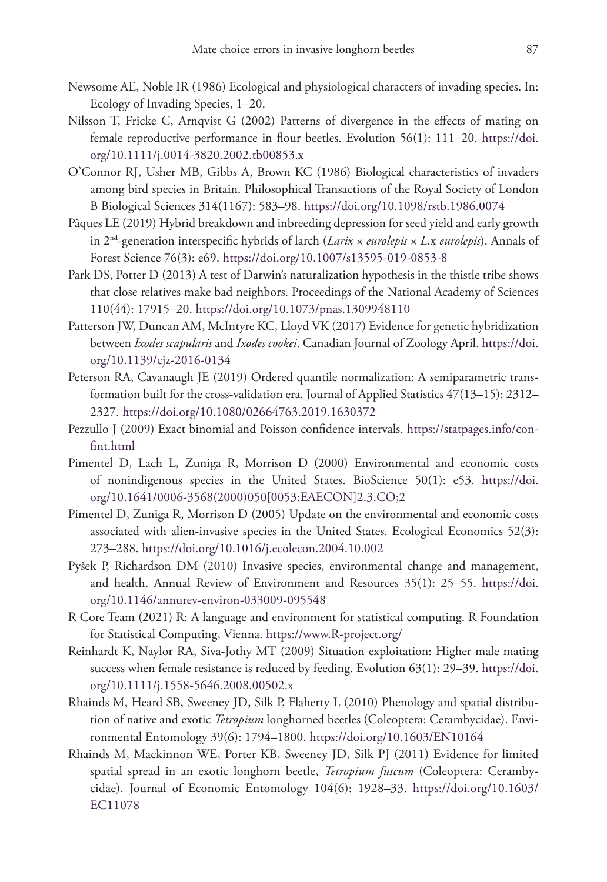Newsome AE, Noble IR (1986) Ecological and physiological characters of invading species. In: Ecology of Invading Species, 1–20.

Nilsson T, Fricke C, Arnqvist G (2002) Patterns of divergence in the effects of mating on female reproductive performance in flour beetles. Evolution 56(1): 111–20. https://doi.org/10.1111/j.0014-3820.2002.tb00853.x

O'Connor RJ, Usher MB, Gibbs A, Brown KC (1986) Biological characteristics of invaders among bird species in Britain. Philosophical Transactions of the Royal Society of London B Biological Sciences 314(1167): 583–98. https://doi.org/10.1098/rstb.1986.0074

Pâques LE (2019) Hybrid breakdown and inbreeding depression for seed yield and early growth in 2nd-generation interspecific hybrids of larch (*Larix* × *eurolepis* × *L*.x *eurolepis*). Annals of Forest Science 76(3): e69. https://doi.org/10.1007/s13595-019-0853-8

Park DS, Potter D (2013) A test of Darwin's naturalization hypothesis in the thistle tribe shows that close relatives make bad neighbors. Proceedings of the National Academy of Sciences 110(44): 17915–20. https://doi.org/10.1073/pnas.1309948110

Patterson JW, Duncan AM, McIntyre KC, Lloyd VK (2017) Evidence for genetic hybridization between *Ixodes scapularis* and *Ixodes cookei*. Canadian Journal of Zoology April. https://doi.org/10.1139/cjz-2016-0134

Peterson RA, Cavanaugh JE (2019) Ordered quantile normalization: A semiparametric transformation built for the cross-validation era. Journal of Applied Statistics 47(13–15): 2312–2327. https://doi.org/10.1080/02664763.2019.1630372

Pezzullo J (2009) Exact binomial and Poisson confidence intervals. https://statpages.info/confint.html

Pimentel D, Lach L, Zuniga R, Morrison D (2000) Environmental and economic costs of nonindigenous species in the United States. BioScience 50(1): e53. https://doi.org/10.1641/0006-3568(2000)050[0053:EAECON]2.3.CO;2

Pimentel D, Zuniga R, Morrison D (2005) Update on the environmental and economic costs associated with alien-invasive species in the United States. Ecological Economics 52(3): 273–288. https://doi.org/10.1016/j.ecolecon.2004.10.002

Pyšek P, Richardson DM (2010) Invasive species, environmental change and management, and health. Annual Review of Environment and Resources 35(1): 25–55. https://doi.org/10.1146/annurev-environ-033009-095548

R Core Team (2021) R: A language and environment for statistical computing. R Foundation for Statistical Computing, Vienna. https://www.R-project.org/

Reinhardt K, Naylor RA, Siva-Jothy MT (2009) Situation exploitation: Higher male mating success when female resistance is reduced by feeding. Evolution 63(1): 29–39. https://doi.org/10.1111/j.1558-5646.2008.00502.x

Rhainds M, Heard SB, Sweeney JD, Silk P, Flaherty L (2010) Phenology and spatial distribution of native and exotic *Tetropium* longhorned beetles (Coleoptera: Cerambycidae). Environmental Entomology 39(6): 1794–1800. https://doi.org/10.1603/EN10164

Rhainds M, Mackinnon WE, Porter KB, Sweeney JD, Silk PJ (2011) Evidence for limited spatial spread in an exotic longhorn beetle, *Tetropium fuscum* (Coleoptera: Cerambycidae). Journal of Economic Entomology 104(6): 1928–33. https://doi.org/10.1603/EC11078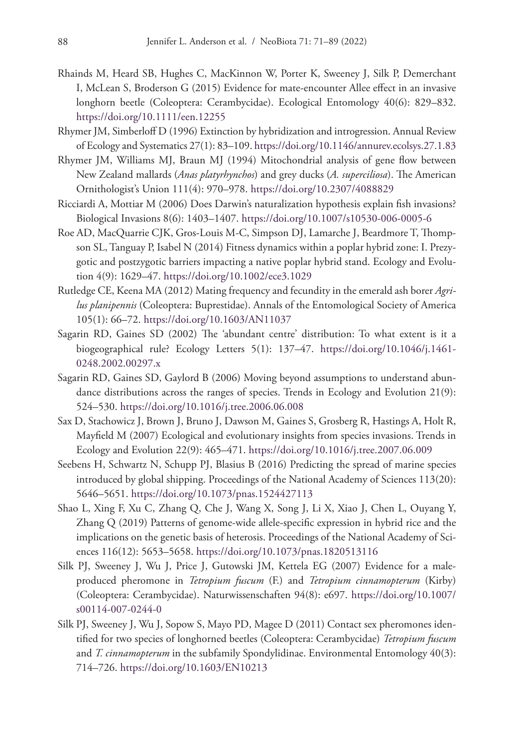Rhainds M, Heard SB, Hughes C, MacKinnon W, Porter K, Sweeney J, Silk P, Demerchant I, McLean S, Broderson G (2015) Evidence for mate-encounter Allee effect in an invasive longhorn beetle (Coleoptera: Cerambycidae). Ecological Entomology 40(6): 829–832. https://doi.org/10.1111/een.12255

Rhymer JM, Simberloff D (1996) Extinction by hybridization and introgression. Annual Review of Ecology and Systematics 27(1): 83–109. https://doi.org/10.1146/annurev.ecolsys.27.1.83

Rhymer JM, Williams MJ, Braun MJ (1994) Mitochondrial analysis of gene flow between New Zealand mallards (*Anas platyrhynchos*) and grey ducks (*A. superciliosa*). The American Ornithologist's Union 111(4): 970–978. https://doi.org/10.2307/4088829

Ricciardi A, Mottiar M (2006) Does Darwin's naturalization hypothesis explain fish invasions? Biological Invasions 8(6): 1403–1407. https://doi.org/10.1007/s10530-006-0005-6

Roe AD, MacQuarrie CJK, Gros-Louis M-C, Simpson DJ, Lamarche J, Beardmore T, Thompson SL, Tanguay P, Isabel N (2014) Fitness dynamics within a poplar hybrid zone: I. Prezygotic and postzygotic barriers impacting a native poplar hybrid stand. Ecology and Evolution 4(9): 1629–47. https://doi.org/10.1002/ece3.1029

Rutledge CE, Keena MA (2012) Mating frequency and fecundity in the emerald ash borer *Agrilus planipennis* (Coleoptera: Buprestidae). Annals of the Entomological Society of America 105(1): 66–72. https://doi.org/10.1603/AN11037

Sagarin RD, Gaines SD (2002) The 'abundant centre' distribution: To what extent is it a biogeographical rule? Ecology Letters 5(1): 137–47. https://doi.org/10.1046/j.1461-0248.2002.00297.x

Sagarin RD, Gaines SD, Gaylord B (2006) Moving beyond assumptions to understand abundance distributions across the ranges of species. Trends in Ecology and Evolution 21(9): 524–530. https://doi.org/10.1016/j.tree.2006.06.008

Sax D, Stachowicz J, Brown J, Bruno J, Dawson M, Gaines S, Grosberg R, Hastings A, Holt R, Mayfield M (2007) Ecological and evolutionary insights from species invasions. Trends in Ecology and Evolution 22(9): 465–471. https://doi.org/10.1016/j.tree.2007.06.009

Seebens H, Schwartz N, Schupp PJ, Blasius B (2016) Predicting the spread of marine species introduced by global shipping. Proceedings of the National Academy of Sciences 113(20): 5646–5651. https://doi.org/10.1073/pnas.1524427113

Shao L, Xing F, Xu C, Zhang Q, Che J, Wang X, Song J, Li X, Xiao J, Chen L, Ouyang Y, Zhang Q (2019) Patterns of genome-wide allele-specific expression in hybrid rice and the implications on the genetic basis of heterosis. Proceedings of the National Academy of Sciences 116(12): 5653–5658. https://doi.org/10.1073/pnas.1820513116

Silk PJ, Sweeney J, Wu J, Price J, Gutowski JM, Kettela EG (2007) Evidence for a male-produced pheromone in *Tetropium fuscum* (F.) and *Tetropium cinnamopterum* (Kirby) (Coleoptera: Cerambycidae). Naturwissenschaften 94(8): e697. https://doi.org/10.1007/s00114-007-0244-0

Silk PJ, Sweeney J, Wu J, Sopow S, Mayo PD, Magee D (2011) Contact sex pheromones identified for two species of longhorned beetles (Coleoptera: Cerambycidae) *Tetropium fuscum* and *T. cinnamopterum* in the subfamily Spondylidinae. Environmental Entomology 40(3): 714–726. https://doi.org/10.1603/EN10213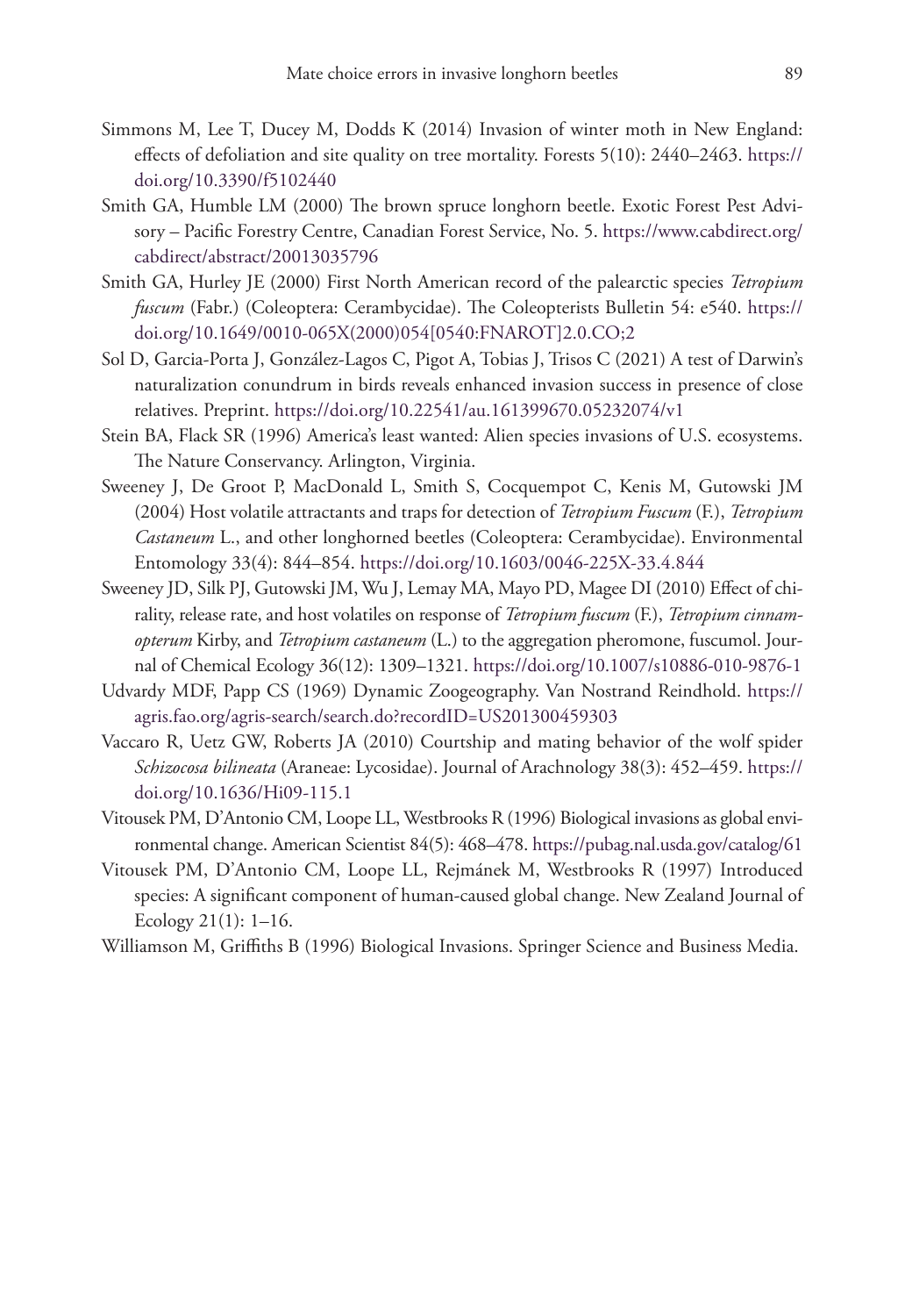Simmons M, Lee T, Ducey M, Dodds K (2014) Invasion of winter moth in New England: effects of defoliation and site quality on tree mortality. Forests 5(10): 2440–2463. https://doi.org/10.3390/f5102440

Smith GA, Humble LM (2000) The brown spruce longhorn beetle. Exotic Forest Pest Advisory – Pacific Forestry Centre, Canadian Forest Service, No. 5. https://www.cabdirect.org/cabdirect/abstract/20013035796

Smith GA, Hurley JE (2000) First North American record of the palearctic species *Tetropium fuscum* (Fabr.) (Coleoptera: Cerambycidae). The Coleopterists Bulletin 54: e540. https://doi.org/10.1649/0010-065X(2000)054[0540:FNAROT]2.0.CO;2

Sol D, Garcia-Porta J, González-Lagos C, Pigot A, Tobias J, Trisos C (2021) A test of Darwin's naturalization conundrum in birds reveals enhanced invasion success in presence of close relatives. Preprint. https://doi.org/10.22541/au.161399670.05232074/v1

Stein BA, Flack SR (1996) America's least wanted: Alien species invasions of U.S. ecosystems. The Nature Conservancy. Arlington, Virginia.

Sweeney J, De Groot P, MacDonald L, Smith S, Cocquempot C, Kenis M, Gutowski JM (2004) Host volatile attractants and traps for detection of *Tetropium Fuscum* (F.), *Tetropium Castaneum* L., and other longhorned beetles (Coleoptera: Cerambycidae). Environmental Entomology 33(4): 844–854. https://doi.org/10.1603/0046-225X-33.4.844

Sweeney JD, Silk PJ, Gutowski JM, Wu J, Lemay MA, Mayo PD, Magee DI (2010) Effect of chirality, release rate, and host volatiles on response of *Tetropium fuscum* (F.), *Tetropium cinnamopterum* Kirby, and *Tetropium castaneum* (L.) to the aggregation pheromone, fuscumol. Journal of Chemical Ecology 36(12): 1309–1321. https://doi.org/10.1007/s10886-010-9876-1

Udvardy MDF, Papp CS (1969) Dynamic Zoogeography. Van Nostrand Reindhold. https://agris.fao.org/agris-search/search.do?recordID=US201300459303

Vaccaro R, Uetz GW, Roberts JA (2010) Courtship and mating behavior of the wolf spider *Schizocosa bilineata* (Araneae: Lycosidae). Journal of Arachnology 38(3): 452–459. https://doi.org/10.1636/Hi09-115.1

Vitousek PM, D'Antonio CM, Loope LL, Westbrooks R (1996) Biological invasions as global environmental change. American Scientist 84(5): 468–478. https://pubag.nal.usda.gov/catalog/61

Vitousek PM, D'Antonio CM, Loope LL, Rejmánek M, Westbrooks R (1997) Introduced species: A significant component of human-caused global change. New Zealand Journal of Ecology 21(1): 1–16.

Williamson M, Griffiths B (1996) Biological Invasions. Springer Science and Business Media.